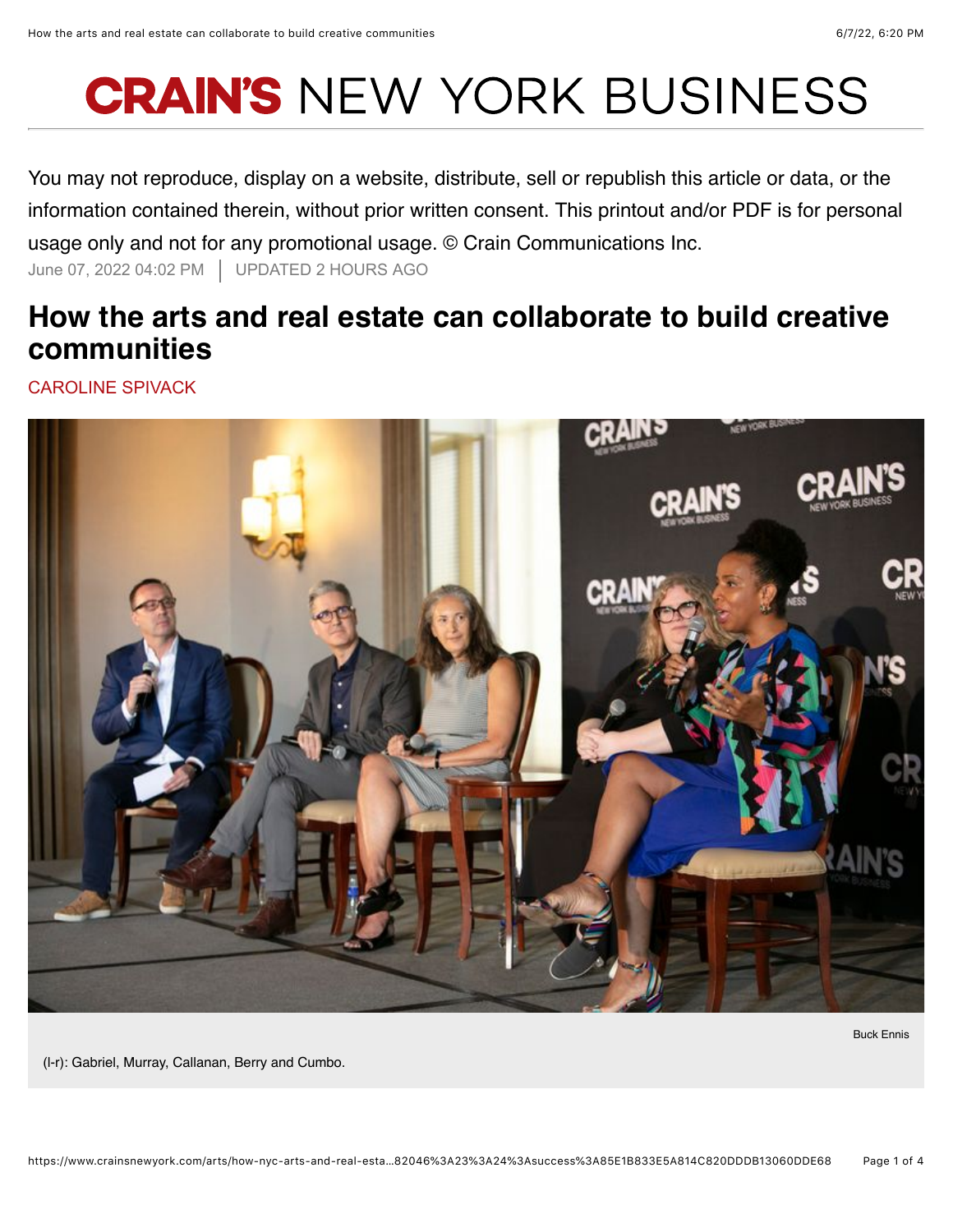# CRAIN'S NEW YORK BUSINESS

You may not reproduce, display on a website, distribute, sell or republish this article or data, or the information contained therein, without prior written consent. This printout and/or PDF is for personal usage only and not for any promotional usage. © Crain Communications Inc.

June 07, 2022 04:02 PM | UPDATED 2 HOURS AGO

## How the arts and real estate can collaborate to build creative communities

CAROLINE SPIVACK

Buck Ennis

(l-r): Gabriel, Murray, Callanan, Berry and Cumbo.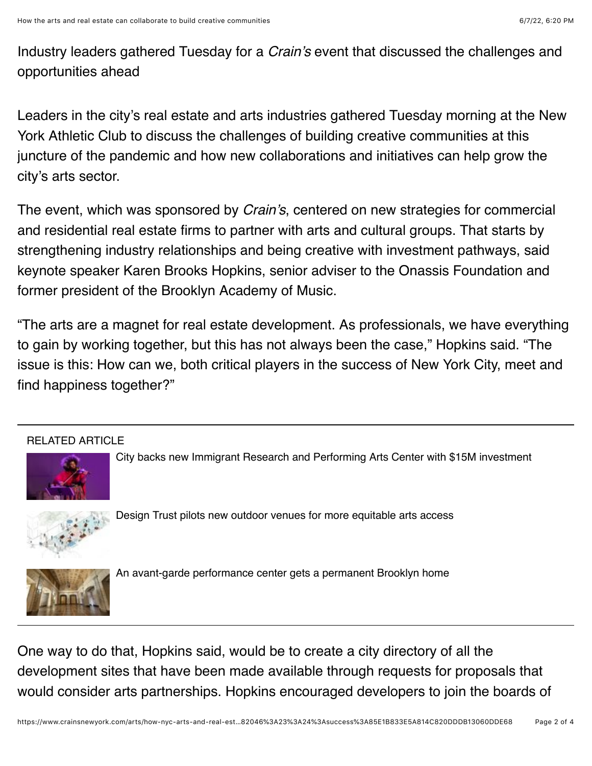Industry leaders gathered Tuesday for a *Crain's* event that discussed the challenges and opportunities ahead

Leaders in the city's real estate and arts industries gathered Tuesday morning at the New York Athletic Club to discuss the challenges of building creative communities at this juncture of the pandemic and how new collaborations and initiatives can help grow the city's arts sector.

The event, which was sponsored by *Crain's*, centered on new strategies for commercial and residential real estate firms to partner with arts and cultural groups. That starts by strengthening industry relationships and being creative with investment pathways, said keynote speaker Karen Brooks Hopkins, senior adviser to the Onassis Foundation and former president of the Brooklyn Academy of Music.

"The arts are a magnet for real estate development. As professionals, we have everything to gain by working together, but this has not always been the case," Hopkins said. "The issue is this: How can we, both critical players in the success of New York City, meet and find happiness together?"

---

RELATED ARTICLE

- City backs new Immigrant Research and Performing Arts Center with $15M investment
- Design Trust pilots new outdoor venues for more equitable arts access
- An avant-garde performance center gets a permanent Brooklyn home

---

One way to do that, Hopkins said, would be to create a city directory of all the development sites that have been made available through requests for proposals that would consider arts partnerships. Hopkins encouraged developers to join the boards of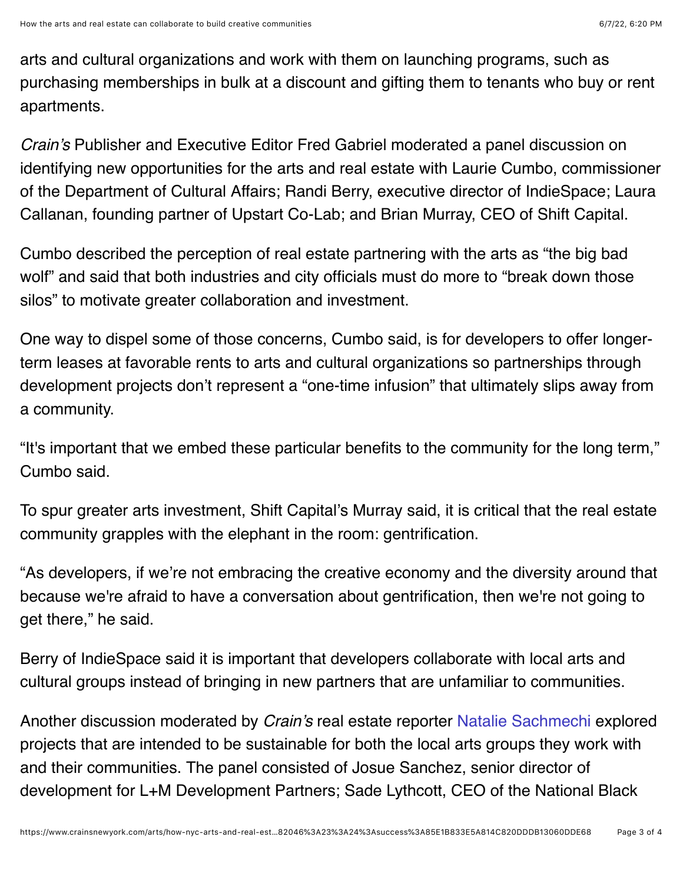arts and cultural organizations and work with them on launching programs, such as purchasing memberships in bulk at a discount and gifting them to tenants who buy or rent apartments.

*Crain's* Publisher and Executive Editor Fred Gabriel moderated a panel discussion on identifying new opportunities for the arts and real estate with Laurie Cumbo, commissioner of the Department of Cultural Affairs; Randi Berry, executive director of IndieSpace; Laura Callanan, founding partner of Upstart Co-Lab; and Brian Murray, CEO of Shift Capital.

Cumbo described the perception of real estate partnering with the arts as "the big bad wolf" and said that both industries and city officials must do more to "break down those silos" to motivate greater collaboration and investment.

One way to dispel some of those concerns, Cumbo said, is for developers to offer longer-term leases at favorable rents to arts and cultural organizations so partnerships through development projects don't represent a "one-time infusion" that ultimately slips away from a community.

"It's important that we embed these particular benefits to the community for the long term," Cumbo said.

To spur greater arts investment, Shift Capital's Murray said, it is critical that the real estate community grapples with the elephant in the room: gentrification.

"As developers, if we're not embracing the creative economy and the diversity around that because we're afraid to have a conversation about gentrification, then we're not going to get there," he said.

Berry of IndieSpace said it is important that developers collaborate with local arts and cultural groups instead of bringing in new partners that are unfamiliar to communities.

Another discussion moderated by *Crain's* real estate reporter Natalie Sachmechi explored projects that are intended to be sustainable for both the local arts groups they work with and their communities. The panel consisted of Josue Sanchez, senior director of development for L+M Development Partners; Sade Lythcott, CEO of the National Black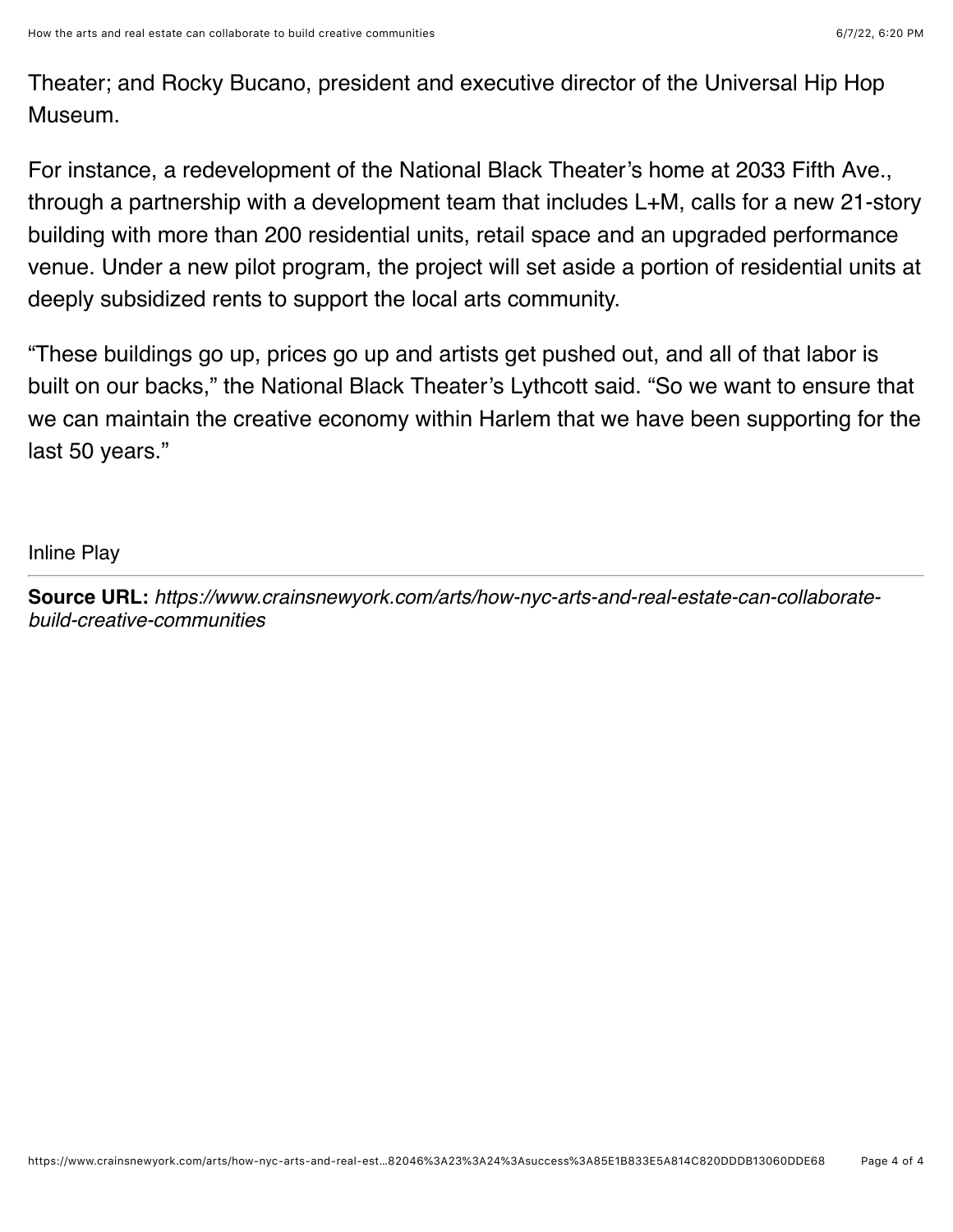Theater; and Rocky Bucano, president and executive director of the Universal Hip Hop Museum.

For instance, a redevelopment of the National Black Theater's home at 2033 Fifth Ave., through a partnership with a development team that includes L+M, calls for a new 21-story building with more than 200 residential units, retail space and an upgraded performance venue. Under a new pilot program, the project will set aside a portion of residential units at deeply subsidized rents to support the local arts community.

"These buildings go up, prices go up and artists get pushed out, and all of that labor is built on our backs," the National Black Theater's Lythcott said. "So we want to ensure that we can maintain the creative economy within Harlem that we have been supporting for the last 50 years."

Inline Play

---

**Source URL:** *https://www.crainsnewyork.com/arts/how-nyc-arts-and-real-estate-can-collaborate-build-creative-communities*